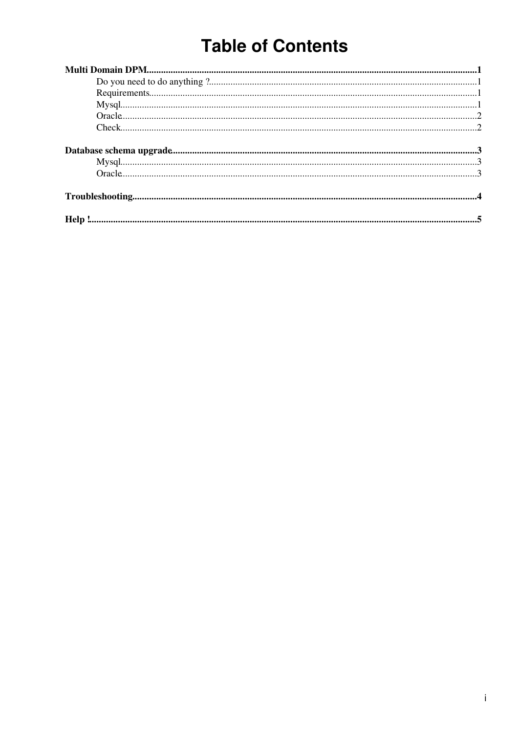# Table of Contents

**Multi Domain DPM**......................................................................................................................................**1**

- Do you need to do anything ?..............................................................................................................1
- Requirements.......................................................................................................................................1
- Mysql..................................................................................................................................................1
- Oracle..................................................................................................................................................2
- Check..................................................................................................................................................2

**Database schema upgrade**..............................................................................................................................**3**

- Mysql..................................................................................................................................................3
- Oracle..................................................................................................................................................3

**Troubleshooting**..............................................................................................................................................**4**

**Help !**...............................................................................................................................................................**5**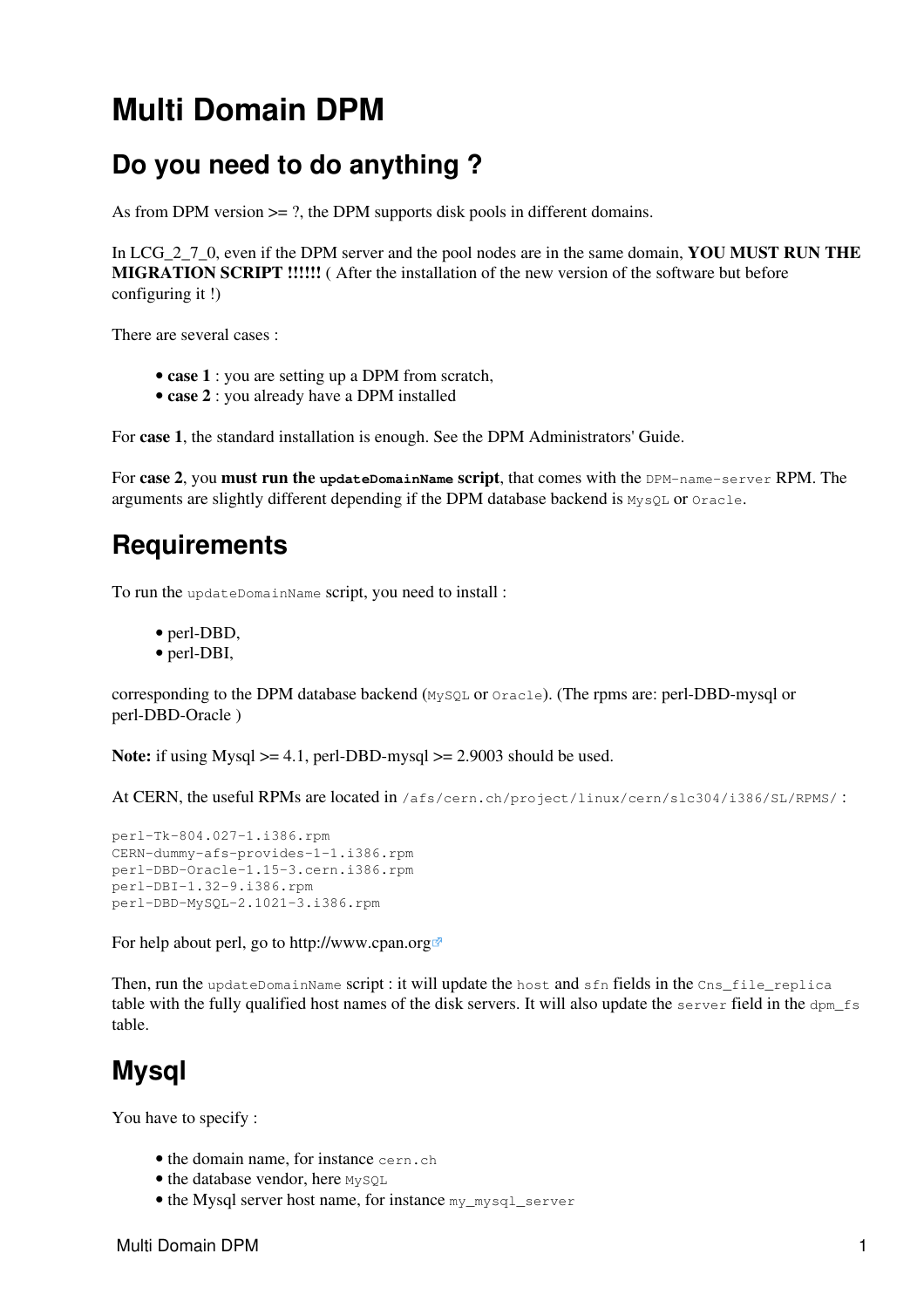# Multi Domain DPM

## Do you need to do anything ?

As from DPM version >= ?, the DPM supports disk pools in different domains.

In LCG_2_7_0, even if the DPM server and the pool nodes are in the same domain, **YOU MUST RUN THE MIGRATION SCRIPT !!!!!!** ( After the installation of the new version of the software but before configuring it !)

There are several cases :

- **case 1** : you are setting up a DPM from scratch,
- **case 2** : you already have a DPM installed

For **case 1**, the standard installation is enough. See the DPM Administrators' Guide.

For **case 2**, you **must run the `updateDomainName` script**, that comes with the `DPM-name-server` RPM. The arguments are slightly different depending if the DPM database backend is `MySQL` or `Oracle`.

## Requirements

To run the `updateDomainName` script, you need to install :

- perl-DBD,
- perl-DBI,

corresponding to the DPM database backend (`MySQL` or `Oracle`). (The rpms are: perl-DBD-mysql or perl-DBD-Oracle )

**Note:** if using Mysql >= 4.1, perl-DBD-mysql >= 2.9003 should be used.

At CERN, the useful RPMs are located in `/afs/cern.ch/project/linux/cern/slc304/i386/SL/RPMS/` :

```
perl-Tk-804.027-1.i386.rpm
CERN-dummy-afs-provides-1-1.i386.rpm
perl-DBD-Oracle-1.15-3.cern.i386.rpm
perl-DBI-1.32-9.i386.rpm
perl-DBD-MySQL-2.1021-3.i386.rpm
```

For help about perl, go to http://www.cpan.org

Then, run the `updateDomainName` script : it will update the `host` and `sfn` fields in the `Cns_file_replica` table with the fully qualified host names of the disk servers. It will also update the `server` field in the `dpm_fs` table.

## Mysql

You have to specify :

- the domain name, for instance `cern.ch`
- the database vendor, here `MySQL`
- the Mysql server host name, for instance `my_mysql_server`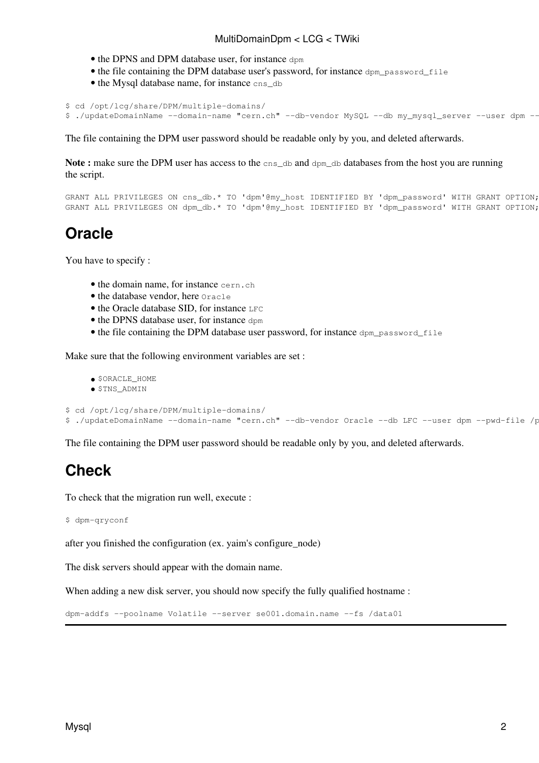- the DPNS and DPM database user, for instance `dpm`
- the file containing the DPM database user's password, for instance `dpm_password_file`
- the Mysql database name, for instance `cns_db`

```
$ cd /opt/lcg/share/DPM/multiple-domains/
$ ./updateDomainName --domain-name "cern.ch" --db-vendor MySQL --db my_mysql_server --user dpm --
```

The file containing the DPM user password should be readable only by you, and deleted afterwards.

**Note :** make sure the DPM user has access to the `cns_db` and `dpm_db` databases from the host you are running the script.

```
GRANT ALL PRIVILEGES ON cns_db.* TO 'dpm'@my_host IDENTIFIED BY 'dpm_password' WITH GRANT OPTION;
GRANT ALL PRIVILEGES ON dpm_db.* TO 'dpm'@my_host IDENTIFIED BY 'dpm_password' WITH GRANT OPTION;
```

## Oracle

You have to specify :

- the domain name, for instance `cern.ch`
- the database vendor, here `Oracle`
- the Oracle database SID, for instance `LFC`
- the DPNS database user, for instance `dpm`
- the file containing the DPM database user password, for instance `dpm_password_file`

Make sure that the following environment variables are set :

- `$ORACLE_HOME`
- `$TNS_ADMIN`

```
$ cd /opt/lcg/share/DPM/multiple-domains/
$ ./updateDomainName --domain-name "cern.ch" --db-vendor Oracle --db LFC --user dpm --pwd-file /p
```

The file containing the DPM user password should be readable only by you, and deleted afterwards.

## Check

To check that the migration run well, execute :

```
$ dpm-qryconf
```

after you finished the configuration (ex. yaim's configure_node)

The disk servers should appear with the domain name.

When adding a new disk server, you should now specify the fully qualified hostname :

```
dpm-addfs --poolname Volatile --server se001.domain.name --fs /data01
```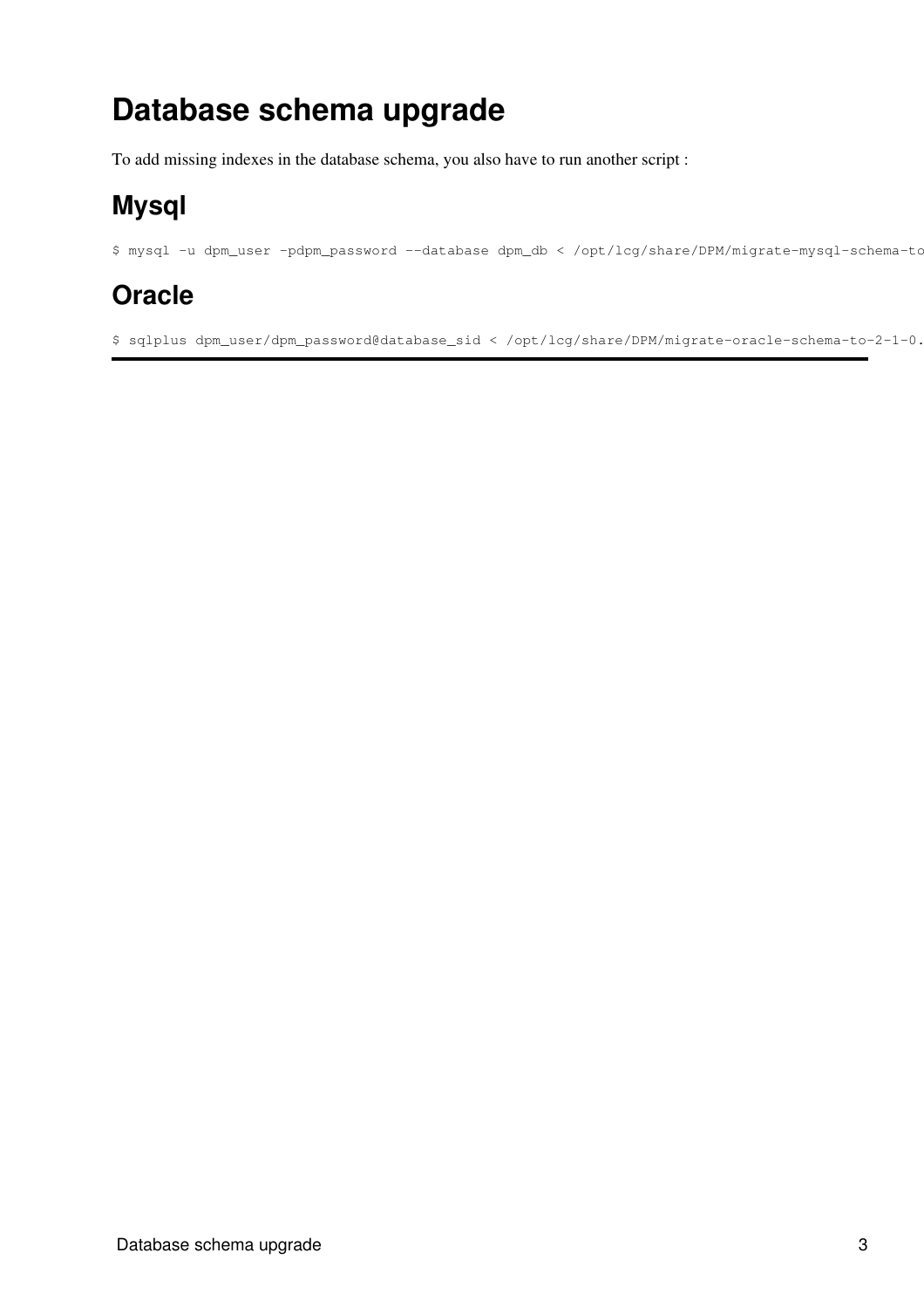# Database schema upgrade

To add missing indexes in the database schema, you also have to run another script :

## Mysql

```
$ mysql -u dpm_user -pdpm_password --database dpm_db < /opt/lcg/share/DPM/migrate-mysql-schema-to
```

## Oracle

```
$ sqlplus dpm_user/dpm_password@database_sid < /opt/lcg/share/DPM/migrate-oracle-schema-to-2-1-0.
```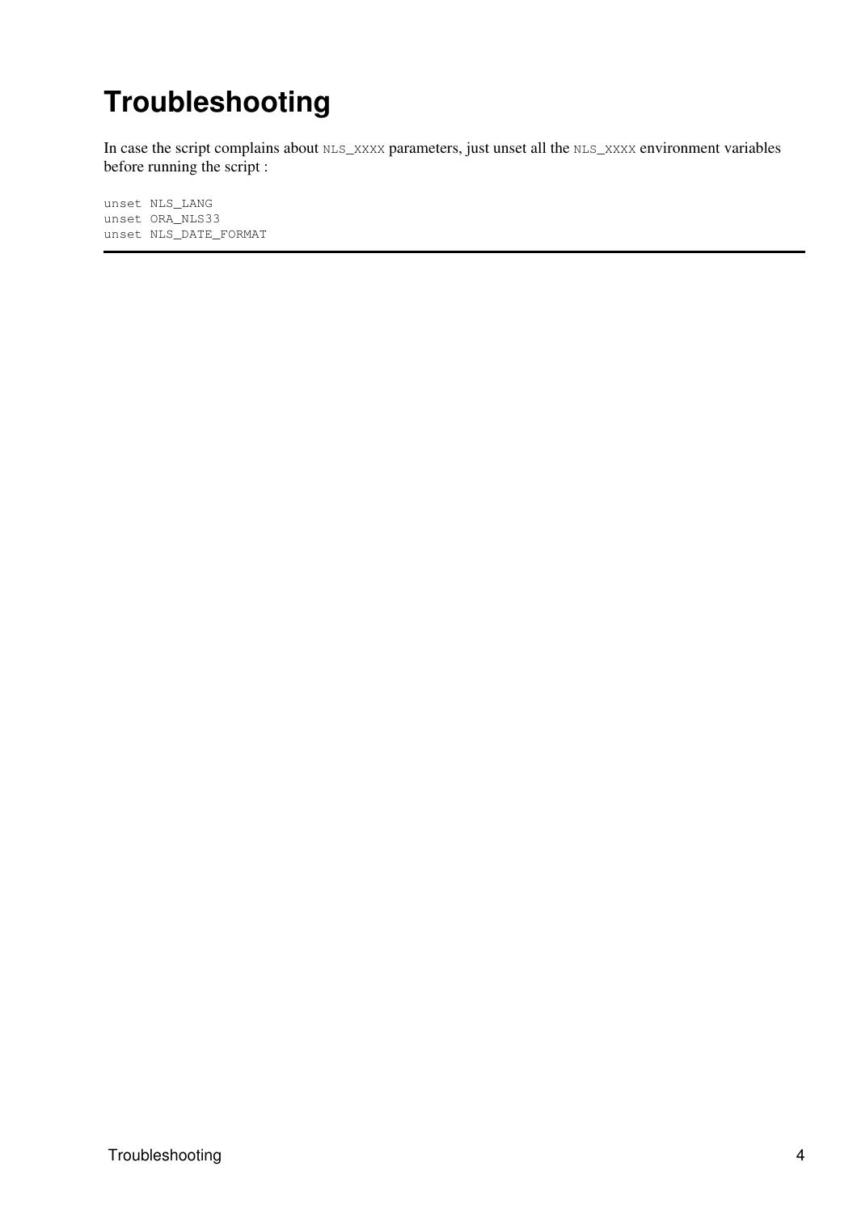# Troubleshooting

In case the script complains about `NLS_XXXX` parameters, just unset all the `NLS_XXXX` environment variables before running the script :

```
unset NLS_LANG
unset ORA_NLS33
unset NLS_DATE_FORMAT
```

---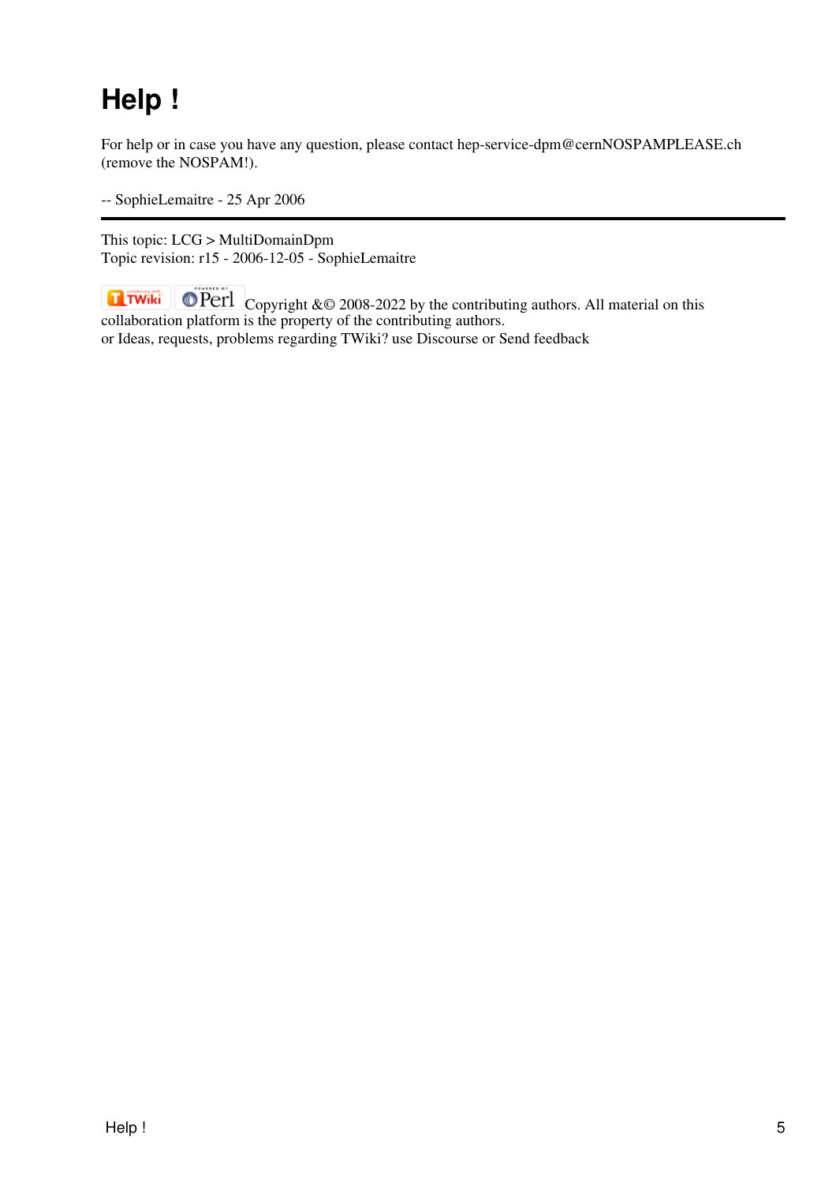# Help !

For help or in case you have any question, please contact hep-service-dpm@cernNOSPAMPLEASE.ch (remove the NOSPAM!).

-- SophieLemaitre - 25 Apr 2006

---

This topic: LCG > MultiDomainDpm
Topic revision: r15 - 2006-12-05 - SophieLemaitre

Copyright &© 2008-2022 by the contributing authors. All material on this collaboration platform is the property of the contributing authors.
or Ideas, requests, problems regarding TWiki? use Discourse or Send feedback